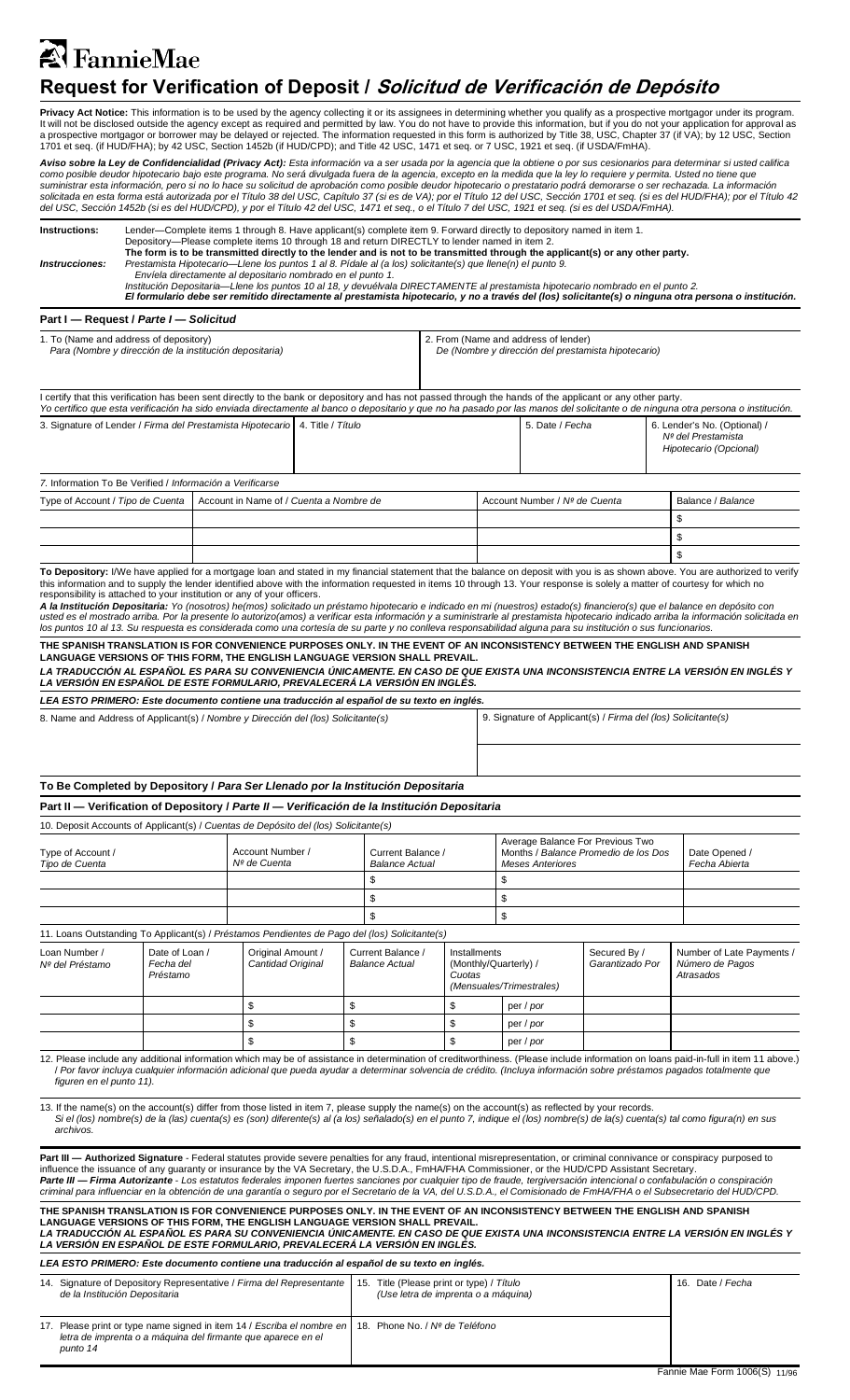# FannieMae

# Request for Verification of Deposit / *Solicitud de Verificación de Depósito*

**Privacy Act Notice:** This information is to be used by the agency collecting it or its assignees in determining whether you qualify as a prospective mortgagor under its program. It will not be disclosed outside the agency except as required and permitted by law. You do not have to provide this information, but if you do not your application for approval as a prospective mortgagor or borrower may be delayed or rejected. The information requested in this form is authorized by Title 38, USC, Chapter 37 (if VA); by 12 USC, Section 1701 et seq. (if HUD/FHA); by 42 USC, Section 1452b (if HUD/CPD); and Title 42 USC, 1471 et seq. or 7 USC, 1921 et seq. (if USDA/FmHA).

***Aviso sobre la Ley de Confidencialidad (Privacy Act):*** *Esta información va a ser usada por la agencia que la obtiene o por sus cesionarios para determinar si usted califica como posible deudor hipotecario bajo este programa. No será divulgada fuera de la agencia, excepto en la medida que la ley lo requiere y permita. Usted no tiene que suministrar esta información, pero si no lo hace su solicitud de aprobación como posible deudor hipotecario o prestatario podrá demorarse o ser rechazada. La información solicitada en esta forma está autorizada por el Título 38 del USC, Capítulo 37 (si es de VA); por el Título 12 del USC, Sección 1701 et seq. (si es del HUD/FHA); por el Título 42 del USC, Sección 1452b (si es del HUD/CPD), y por el Título 42 del USC, 1471 et seq., o el Título 7 del USC, 1921 et seq. (si es del USDA/FmHA).*

**Instructions:** Lender—Complete items 1 through 8. Have applicant(s) complete item 9. Forward directly to depository named in item 1.
Depository—Please complete items 10 through 18 and return DIRECTLY to lender named in item 2.
**The form is to be transmitted directly to the lender and is not to be transmitted through the applicant(s) or any other party.**

***Instrucciones:*** *Prestamista Hipotecario—Llene los puntos 1 al 8. Pídale al (a los) solicitante(s) que llene(n) el punto 9. Envíela directamente al depositario nombrado en el punto 1.*
*Institución Depositaria—Llene los puntos 10 al 18, y devuélvala DIRECTAMENTE al prestamista hipotecario nombrado en el punto 2.*
***El formulario debe ser remitido directamente al prestamista hipotecario, y no a través del (los) solicitante(s) o ninguna otra persona o institución.***

## Part I — Request / *Parte I — Solicitud*

| 1. To (Name and address of depository) / *Para (Nombre y dirección de la institución depositaria)* | 2. From (Name and address of lender) / *De (Nombre y dirección del prestamista hipotecario)* |
|---|---|
| | |

I certify that this verification has been sent directly to the bank or depository and has not passed through the hands of the applicant or any other party.
*Yo certifico que esta verificación ha sido enviada directamente al banco o depositario y que no ha pasado por las manos del solicitante o de ninguna otra persona o institución.*

| 3. Signature of Lender / *Firma del Prestamista Hipotecario* | 4. Title / *Título* | 5. Date / *Fecha* | 6. Lender's No. (Optional) / *Nº del Prestamista Hipotecario (Opcional)* |
|---|---|---|---|
| | | | |

7. Information To Be Verified / *Información a Verificarse*

| Type of Account / *Tipo de Cuenta* | Account in Name of / *Cuenta a Nombre de* | Account Number / *Nº de Cuenta* | Balance / *Balance* |
|---|---|---|---|
| | | | $ |
| | | | $ |
| | | | $ |

**To Depository:** I/We have applied for a mortgage loan and stated in my financial statement that the balance on deposit with you is as shown above. You are authorized to verify this information and to supply the lender identified above with the information requested in items 10 through 13. Your response is solely a matter of courtesy for which no responsibility is attached to your institution or any of your officers.

***A la Institución Depositaria:*** *Yo (nosotros) he(mos) solicitado un préstamo hipotecario e indicado en mi (nuestros) estado(s) financiero(s) que el balance en depósito con usted es el mostrado arriba. Por la presente lo autorizo(amos) a verificar esta información y a suministrarle al prestamista hipotecario indicado arriba la información solicitada en los puntos 10 al 13. Su respuesta es considerada como una cortesía de su parte y no conlleva responsabilidad alguna para su institución o sus funcionarios.*

**THE SPANISH TRANSLATION IS FOR CONVENIENCE PURPOSES ONLY. IN THE EVENT OF AN INCONSISTENCY BETWEEN THE ENGLISH AND SPANISH LANGUAGE VERSIONS OF THIS FORM, THE ENGLISH LANGUAGE VERSION SHALL PREVAIL.**
***LA TRADUCCIÓN AL ESPAÑOL ES PARA SU CONVENIENCIA ÚNICAMENTE. EN CASO DE QUE EXISTA UNA INCONSISTENCIA ENTRE LA VERSIÓN EN INGLÉS Y LA VERSIÓN EN ESPAÑOL DE ESTE FORMULARIO, PREVALECERÁ LA VERSIÓN EN INGLÉS.***

***LEA ESTO PRIMERO: Este documento contiene una traducción al español de su texto en inglés.***

| 8. Name and Address of Applicant(s) / *Nombre y Dirección del (los) Solicitante(s)* | 9. Signature of Applicant(s) / *Firma del (los) Solicitante(s)* |
|---|---|
| | |

### To Be Completed by Depository / *Para Ser Llenado por la Institución Depositaria*

## Part II — Verification of Depository / *Parte II — Verificación de la Institución Depositaria*

10. Deposit Accounts of Applicant(s) / *Cuentas de Depósito del (los) Solicitante(s)*

| Type of Account / *Tipo de Cuenta* | Account Number / *Nº de Cuenta* | Current Balance / *Balance Actual* | Average Balance For Previous Two Months / *Balance Promedio de los Dos Meses Anteriores* | Date Opened / *Fecha Abierta* |
|---|---|---|---|---|
| | | $ | $ | |
| | | $ | $ | |
| | | $ | $ | |

11. Loans Outstanding To Applicant(s) / *Préstamos Pendientes de Pago del (los) Solicitante(s)*

| Loan Number / *Nº del Préstamo* | Date of Loan / *Fecha del Préstamo* | Original Amount / *Cantidad Original* | Current Balance / *Balance Actual* | Installments (Monthly/Quarterly) / *Cuotas (Mensuales/Trimestrales)* | Secured By / *Garantizado Por* | Number of Late Payments / *Número de Pagos Atrasados* |
|---|---|---|---|---|---|---|
| | | $ | $ | $ per / *por* | | |
| | | $ | $ | $ per / *por* | | |
| | | $ | $ | $ per / *por* | | |

12. Please include any additional information which may be of assistance in determination of creditworthiness. (Please include information on loans paid-in-full in item 11 above.) / *Por favor incluya cualquier información adicional que pueda ayudar a determinar solvencia de crédito. (Incluya información sobre préstamos pagados totalmente que figuren en el punto 11).*

13. If the name(s) on the account(s) differ from those listed in item 7, please supply the name(s) on the account(s) as reflected by your records.
*Si el (los) nombre(s) de la (las) cuenta(s) es (son) diferente(s) al (a los) señalado(s) en el punto 7, indique el (los) nombre(s) de la(s) cuenta(s) tal como figura(n) en sus archivos.*

**Part III — Authorized Signature** - Federal statutes provide severe penalties for any fraud, intentional misrepresentation, or criminal connivance or conspiracy purposed to influence the issuance of any guaranty or insurance by the VA Secretary, the U.S.D.A., FmHA/FHA Commissioner, or the HUD/CPD Assistant Secretary.
***Parte III — Firma Autorizante*** *- Los estatutos federales imponen fuertes sanciones por cualquier tipo de fraude, tergiversación intencional o confabulación o conspiración criminal para influenciar en la obtención de una garantía o seguro por el Secretario de la VA, del U.S.D.A., el Comisionado de FmHA/FHA o el Subsecretario del HUD/CPD.*

**THE SPANISH TRANSLATION IS FOR CONVENIENCE PURPOSES ONLY. IN THE EVENT OF AN INCONSISTENCY BETWEEN THE ENGLISH AND SPANISH LANGUAGE VERSIONS OF THIS FORM, THE ENGLISH LANGUAGE VERSION SHALL PREVAIL.**
***LA TRADUCCIÓN AL ESPAÑOL ES PARA SU CONVENIENCIA ÚNICAMENTE. EN CASO DE QUE EXISTA UNA INCONSISTENCIA ENTRE LA VERSIÓN EN INGLÉS Y LA VERSIÓN EN ESPAÑOL DE ESTE FORMULARIO, PREVALECERÁ LA VERSIÓN EN INGLÉS.***

***LEA ESTO PRIMERO: Este documento contiene una traducción al español de su texto en inglés.***

| 14. Signature of Depository Representative / *Firma del Representante de la Institución Depositaria* | 15. Title (Please print or type) / *Título (Use letra de imprenta o a máquina)* | 16. Date / *Fecha* |
|---|---|---|
| 17. Please print or type name signed in item 14 / *Escriba el nombre en letra de imprenta o a máquina del firmante que aparece en el punto 14* | 18. Phone No. / *Nº de Teléfono* | |

Fannie Mae Form 1006(S) 11/96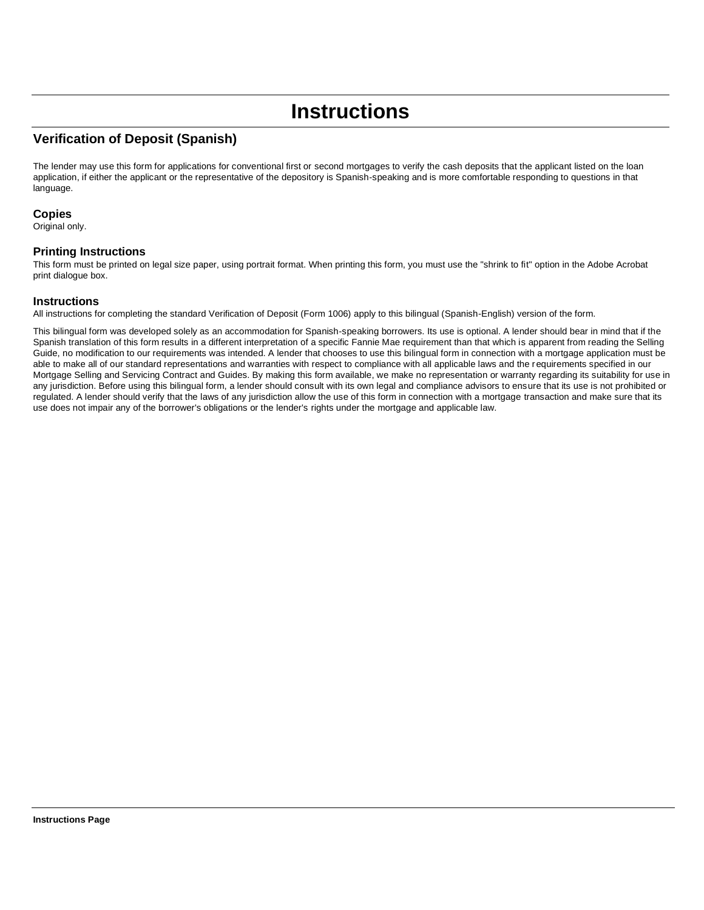# Instructions

## Verification of Deposit (Spanish)

The lender may use this form for applications for conventional first or second mortgages to verify the cash deposits that the applicant listed on the loan application, if either the applicant or the representative of the depository is Spanish-speaking and is more comfortable responding to questions in that language.

### Copies

Original only.

### Printing Instructions

This form must be printed on legal size paper, using portrait format. When printing this form, you must use the "shrink to fit" option in the Adobe Acrobat print dialogue box.

### Instructions

All instructions for completing the standard Verification of Deposit (Form 1006) apply to this bilingual (Spanish-English) version of the form.

This bilingual form was developed solely as an accommodation for Spanish-speaking borrowers. Its use is optional. A lender should bear in mind that if the Spanish translation of this form results in a different interpretation of a specific Fannie Mae requirement than that which is apparent from reading the Selling Guide, no modification to our requirements was intended. A lender that chooses to use this bilingual form in connection with a mortgage application must be able to make all of our standard representations and warranties with respect to compliance with all applicable laws and the requirements specified in our Mortgage Selling and Servicing Contract and Guides. By making this form available, we make no representation or warranty regarding its suitability for use in any jurisdiction. Before using this bilingual form, a lender should consult with its own legal and compliance advisors to ensure that its use is not prohibited or regulated. A lender should verify that the laws of any jurisdiction allow the use of this form in connection with a mortgage transaction and make sure that its use does not impair any of the borrower's obligations or the lender's rights under the mortgage and applicable law.